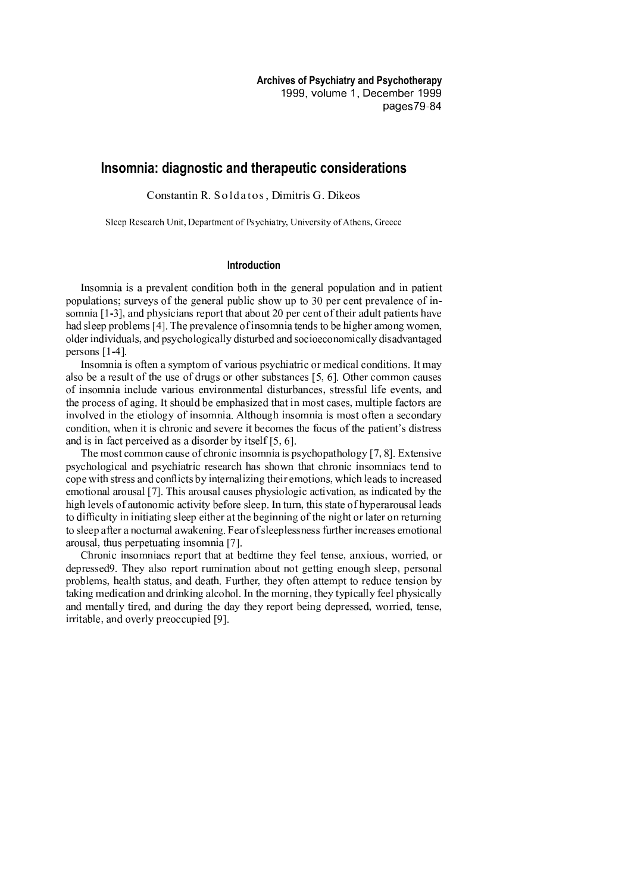# Insomnia: diagnostic and therapeutic considerations

Constantin R. Soldatos, Dimitris G. Dikeos

Sleep Research Unit, Department of Psychiatry, University of Athens, Greece

## Introduction

Insomnia is a prevalent condition both in the general population and in patient populations; surveys of the general public show up to 30 per cent prevalence of insomnia [1-3], and physicians report that about 20 per cent of their adult patients have had sleep problems [4]. The prevalence of insomnia tends to be higher among women, older individuals, and psychologically disturbed and socioeconomically disadvantaged persons [1-4].

Insomnia is often a symptom of various psychiatric or medical conditions. It may also be a result of the use of drugs or other substances [5, 6]. Other common causes of insomnia include various environmental disturbances, stressful life events, and the process of aging. It should be emphasized that in most cases, multiple factors are involved in the etiology of insomnia. Although insomnia is most often a secondary condition, when it is chronic and severe it becomes the focus of the patient's distress and is in fact perceived as a disorder by itself [5, 6].

The most common cause of chronic insomnia is psychopathology [7, 8]. Extensive psychological and psychiatric research has shown that chronic insomniacs tend to cope with stress and conflicts by internalizing their emotions, which leads to increased emotional arousal [7]. This arousal causes physiologic activation, as indicated by the high levels of autonomic activity before sleep. In turn, this state of hyperarousal leads to difficulty in initiating sleep either at the beginning of the night or later on returning to sleep after a nocturnal awakening. Fear of sleeplessness further increases emotional arousal, thus perpetuating insomnia [7].

Chronic insomniacs report that at bedtime they feel tense, anxious, worried, or depressed9. They also report rumination about not getting enough sleep, personal problems, health status, and death. Further, they often attempt to reduce tension by taking medication and drinking alcohol. In the morning, they typically feel physically and mentally tired, and during the day they report being depressed, worried, tense, irritable, and overly preoccupied [9].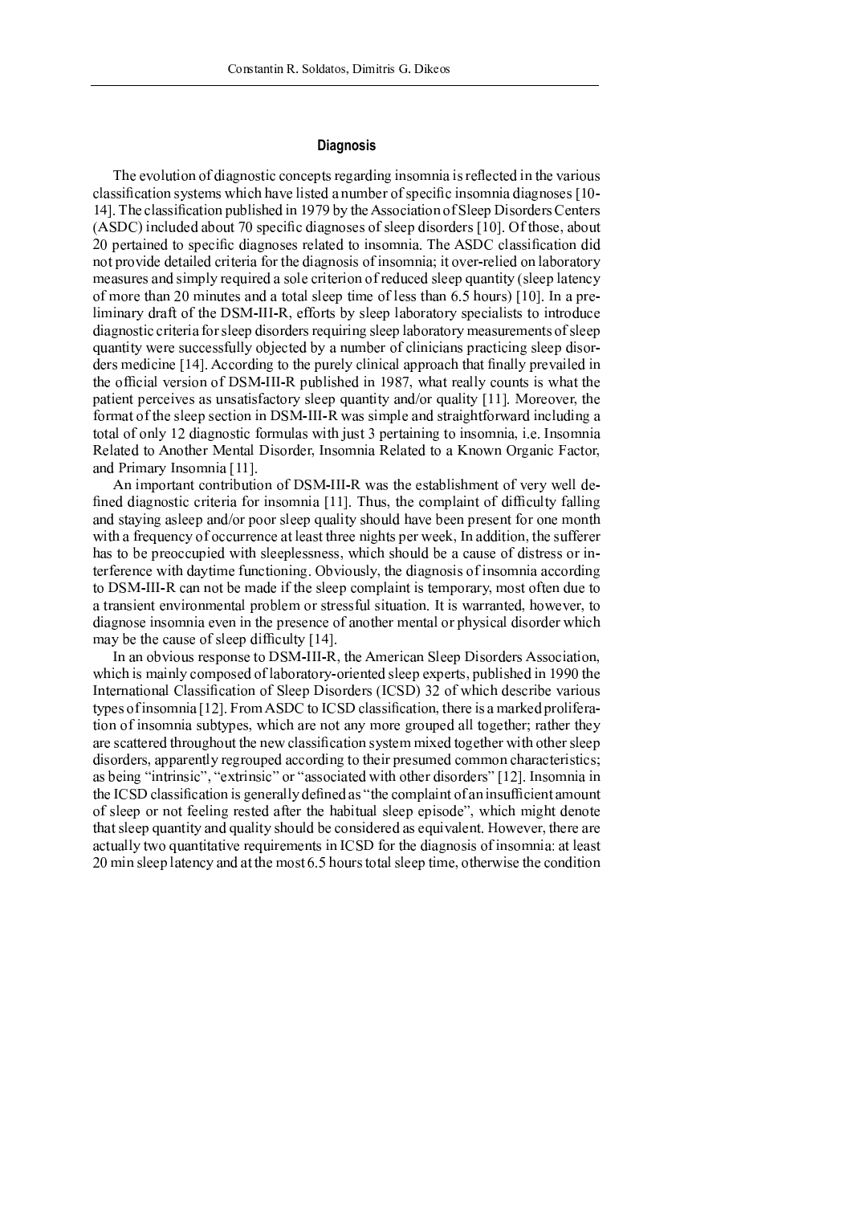## Diagnosis

The evolution of diagnostic concepts regarding insomnia is reflected in the various classification systems which have listed a number of specific insomnia diagnoses [10-14]. The classification published in 1979 by the Association of Sleep Disorders Centers (ASDC) included about 70 specific diagnoses of sleep disorders [10]. Of those, about 20 pertained to specific diagnoses related to insomnia. The ASDC classification did not provide detailed criteria for the diagnosis of insomnia; it over-relied on laboratory measures and simply required a sole criterion of reduced sleep quantity (sleep latency of more than 20 minutes and a total sleep time of less than 6.5 hours) [10]. In a preliminary draft of the DSM-III-R, efforts by sleep laboratory specialists to introduce diagnostic criteria for sleep disorders requiring sleep laboratory measurements of sleep quantity were successfully objected by a number of clinicians practicing sleep disorders medicine [14]. According to the purely clinical approach that finally prevailed in the official version of DSM-III-R published in 1987, what really counts is what the patient perceives as unsatisfactory sleep quantity and/or quality [11]. Moreover, the format of the sleep section in DSM-III-R was simple and straightforward including a total of only 12 diagnostic formulas with just 3 pertaining to insomnia, i.e. Insomnia Related to Another Mental Disorder, Insomnia Related to a Known Organic Factor, and Primary Insomnia [11].

An important contribution of DSM-III-R was the establishment of very well defined diagnostic criteria for insomnia [11]. Thus, the complaint of difficulty falling and staying asleep and/or poor sleep quality should have been present for one month with a frequency of occurrence at least three nights per week, In addition, the sufferer has to be preoccupied with sleeplessness, which should be a cause of distress or interference with daytime functioning. Obviously, the diagnosis of insomnia according to DSM-III-R can not be made if the sleep complaint is temporary, most often due to a transient environmental problem or stressful situation. It is warranted, however, to diagnose insomnia even in the presence of another mental or physical disorder which may be the cause of sleep difficulty [14].

In an obvious response to DSM-III-R, the American Sleep Disorders Association, which is mainly composed of laboratory-oriented sleep experts, published in 1990 the International Classification of Sleep Disorders (ICSD) 32 of which describe various types of insomnia [12]. From ASDC to ICSD classification, there is a marked proliferation of insomnia subtypes, which are not any more grouped all together; rather they are scattered throughout the new classification system mixed together with other sleep disorders, apparently regrouped according to their presumed common characteristics; as being "intrinsic", "extrinsic" or "associated with other disorders" [12]. Insomnia in the ICSD classification is generally defined as "the complaint of an insufficient amount of sleep or not feeling rested after the habitual sleep episode", which might denote that sleep quantity and quality should be considered as equivalent. However, there are actually two quantitative requirements in ICSD for the diagnosis of insomnia: at least 20 min sleep latency and at the most 6.5 hours total sleep time, otherwise the condition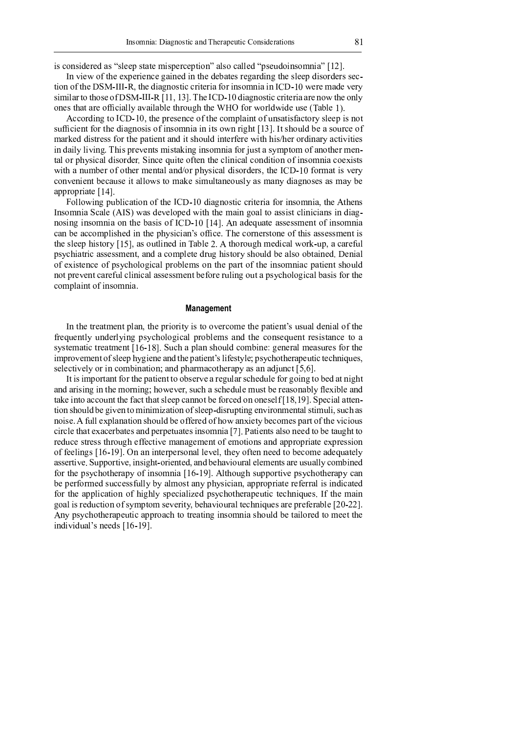is considered as "sleep state misperception" also called "pseudoinsomnia" [12].

In view of the experience gained in the debates regarding the sleep disorders section of the DSM-III-R, the diagnostic criteria for insomnia in ICD-10 were made very similar to those of DSM-III-R [11, 13]. The ICD-10 diagnostic criteria are now the only ones that are officially available through the WHO for worldwide use (Table 1).

According to ICD-10, the presence of the complaint of unsatisfactory sleep is not sufficient for the diagnosis of insomnia in its own right [13]. It should be a source of marked distress for the patient and it should interfere with his/her ordinary activities in daily living. This prevents mistaking insomnia for just a symptom of another mental or physical disorder. Since quite often the clinical condition of insomnia coexists with a number of other mental and/or physical disorders, the ICD-10 format is very convenient because it allows to make simultaneously as many diagnoses as may be appropriate [14].

Following publication of the ICD-10 diagnostic criteria for insomnia, the Athens Insomnia Scale (AIS) was developed with the main goal to assist clinicians in diagnosing insomnia on the basis of ICD-10 [14]. An adequate assessment of insomnia can be accomplished in the physician's office. The cornerstone of this assessment is the sleep history [15], as outlined in Table 2. A thorough medical work-up, a careful psychiatric assessment, and a complete drug history should be also obtained. Denial of existence of psychological problems on the part of the insomniac patient should not prevent careful clinical assessment before ruling out a psychological basis for the complaint of insomnia.

## Management

In the treatment plan, the priority is to overcome the patient's usual denial of the frequently underlying psychological problems and the consequent resistance to a systematic treatment [16-18]. Such a plan should combine: general measures for the improvement of sleep hygiene and the patient's lifestyle; psychotherapeutic techniques, selectively or in combination; and pharmacotherapy as an adjunct [5,6].

It is important for the patient to observe a regular schedule for going to bed at night and arising in the morning; however, such a schedule must be reasonably flexible and take into account the fact that sleep cannot be forced on oneself [18,19]. Special attention should be given to minimization of sleep-disrupting environmental stimuli, such as noise. A full explanation should be offered of how anxiety becomes part of the vicious circle that exacerbates and perpetuates insomnia [7]. Patients also need to be taught to reduce stress through effective management of emotions and appropriate expression of feelings [16-19]. On an interpersonal level, they often need to become adequately assertive. Supportive, insight-oriented, and behavioural elements are usually combined for the psychotherapy of insomnia [16-19]. Although supportive psychotherapy can be performed successfully by almost any physician, appropriate referral is indicated for the application of highly specialized psychotherapeutic techniques. If the main goal is reduction of symptom severity, behavioural techniques are preferable [20-22]. Any psychotherapeutic approach to treating insomnia should be tailored to meet the individual's needs [16-19].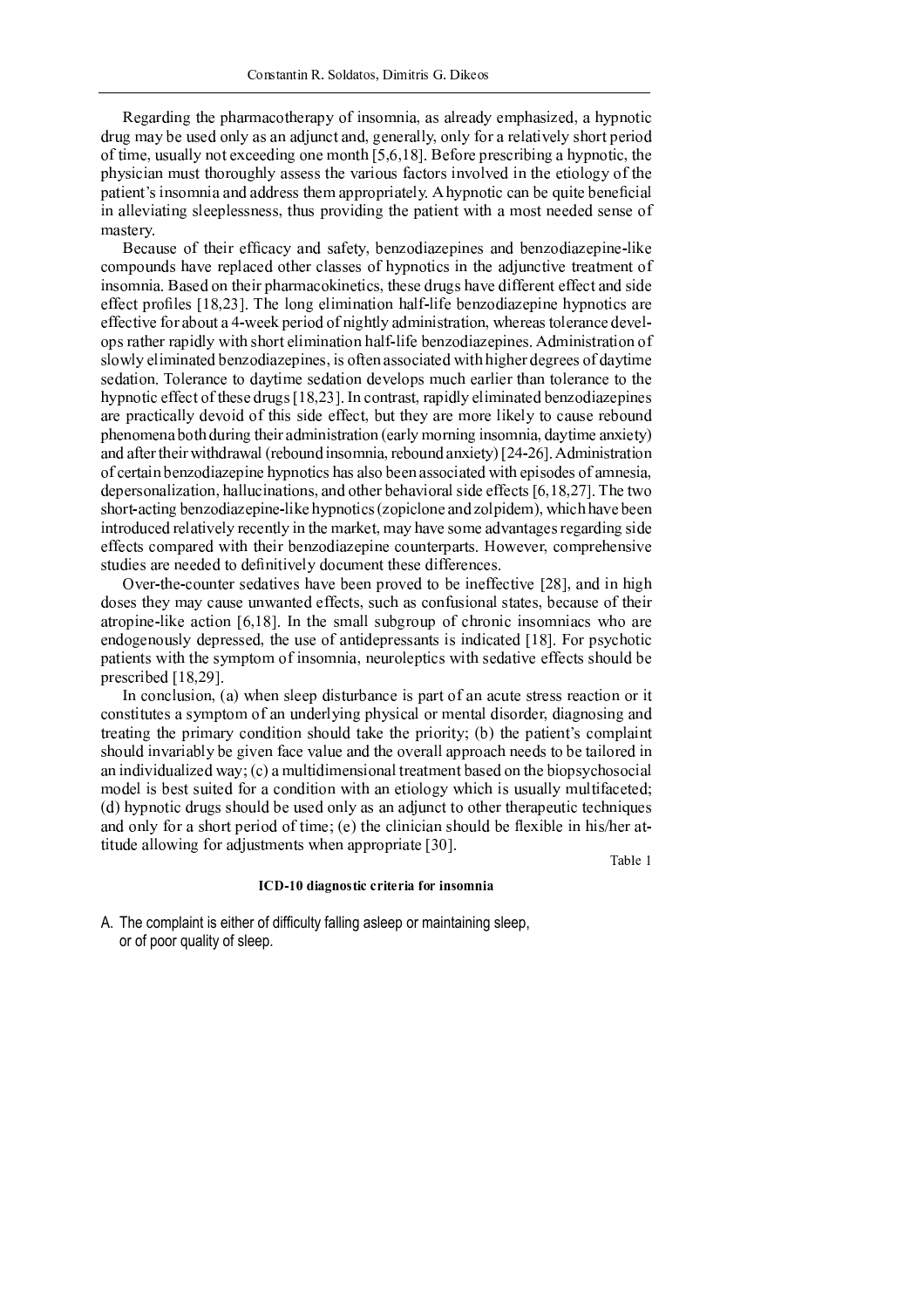Regarding the pharmacotherapy of insomnia, as already emphasized, a hypnotic drug may be used only as an adjunct and, generally, only for a relatively short period of time, usually not exceeding one month [5,6,18]. Before prescribing a hypnotic, the physician must thoroughly assess the various factors involved in the etiology of the patient's insomnia and address them appropriately. A hypnotic can be quite beneficial in alleviating sleeplessness, thus providing the patient with a most needed sense of mastery.

Because of their efficacy and safety, benzodiazepines and benzodiazepine-like compounds have replaced other classes of hypnotics in the adjunctive treatment of insomnia. Based on their pharmacokinetics, these drugs have different effect and side effect profiles [18,23]. The long elimination half-life benzodiazepine hypnotics are effective for about a 4-week period of nightly administration, whereas tolerance develops rather rapidly with short elimination half-life benzodiazepines. Administration of slowly eliminated benzodiazepines, is often associated with higher degrees of daytime sedation. Tolerance to daytime sedation develops much earlier than tolerance to the hypnotic effect of these drugs [18,23]. In contrast, rapidly eliminated benzodiazepines are practically devoid of this side effect, but they are more likely to cause rebound phenomena both during their administration (early morning insomnia, daytime anxiety) and after their withdrawal (rebound insomnia, rebound anxiety) [24-26]. Administration of certain benzodiazepine hypnotics has also been associated with episodes of amnesia, depersonalization, hallucinations, and other behavioral side effects [6,18,27]. The two short-acting benzodiazepine-like hypnotics (zopiclone and zolpidem), which have been introduced relatively recently in the market, may have some advantages regarding side effects compared with their benzodiazepine counterparts. However, comprehensive studies are needed to definitively document these differences.

Over-the-counter sedatives have been proved to be ineffective [28], and in high doses they may cause unwanted effects, such as confusional states, because of their atropine-like action [6,18]. In the small subgroup of chronic insomniacs who are endogenously depressed, the use of antidepressants is indicated [18]. For psychotic patients with the symptom of insomnia, neuroleptics with sedative effects should be prescribed [18,29].

In conclusion, (a) when sleep disturbance is part of an acute stress reaction or it constitutes a symptom of an underlying physical or mental disorder, diagnosing and treating the primary condition should take the priority; (b) the patient's complaint should invariably be given face value and the overall approach needs to be tailored in an individualized way; (c) a multidimensional treatment based on the biopsychosocial model is best suited for a condition with an etiology which is usually multifaceted; (d) hypnotic drugs should be used only as an adjunct to other therapeutic techniques and only for a short period of time; (e) the clinician should be flexible in his/her attitude allowing for adjustments when appropriate [30].

Table 1

**ICD-10 diagnostic criteria for insomnia**

A. The complaint is either of difficulty falling asleep or maintaining sleep, or of poor quality of sleep.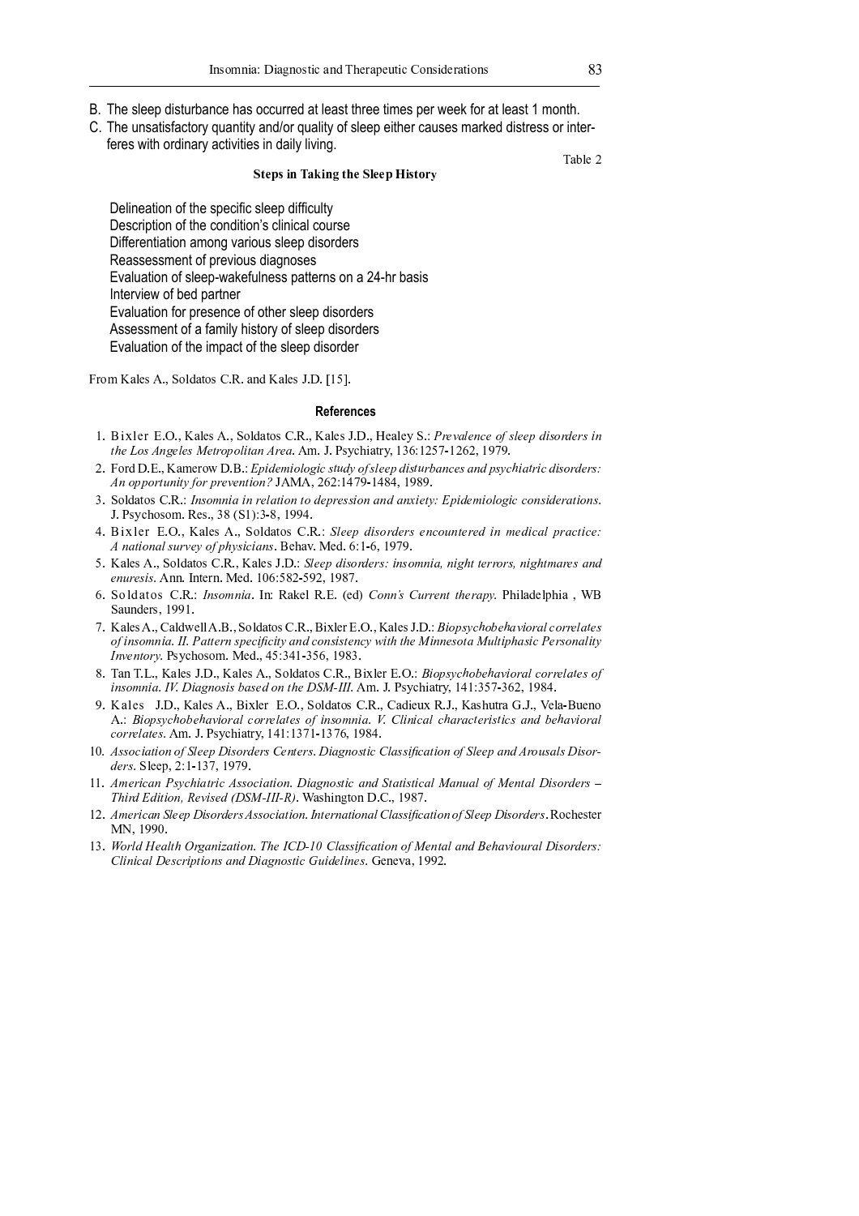B. The sleep disturbance has occurred at least three times per week for at least 1 month.

C. The unsatisfactory quantity and/or quality of sleep either causes marked distress or interferes with ordinary activities in daily living.

Table 2

**Steps in Taking the Sleep History**

Delineation of the specific sleep difficulty
Description of the condition's clinical course
Differentiation among various sleep disorders
Reassessment of previous diagnoses
Evaluation of sleep-wakefulness patterns on a 24-hr basis
Interview of bed partner
Evaluation for presence of other sleep disorders
Assessment of a family history of sleep disorders
Evaluation of the impact of the sleep disorder

From Kales A., Soldatos C.R. and Kales J.D. [15].

## References

1. Bixler E.O., Kales A., Soldatos C.R., Kales J.D., Healey S.: *Prevalence of sleep disorders in the Los Angeles Metropolitan Area*. Am. J. Psychiatry, 136:1257-1262, 1979.
2. Ford D.E., Kamerow D.B.: *Epidemiologic study of sleep disturbances and psychiatric disorders: An opportunity for prevention?* JAMA, 262:1479-1484, 1989.
3. Soldatos C.R.: *Insomnia in relation to depression and anxiety: Epidemiologic considerations*. J. Psychosom. Res., 38 (S1):3-8, 1994.
4. Bixler E.O., Kales A., Soldatos C.R.: *Sleep disorders encountered in medical practice: A national survey of physicians*. Behav. Med. 6:1-6, 1979.
5. Kales A., Soldatos C.R., Kales J.D.: *Sleep disorders: insomnia, night terrors, nightmares and enuresis*. Ann. Intern. Med. 106:582-592, 1987.
6. Soldatos C.R.: *Insomnia*. In: Rakel R.E. (ed) *Conn's Current therapy*. Philadelphia , WB Saunders, 1991.
7. Kales A., Caldwell A.B., Soldatos C.R., Bixler E.O., Kales J.D.: *Biopsychobehavioral correlates of insomnia. II. Pattern specificity and consistency with the Minnesota Multiphasic Personality Inventory*. Psychosom. Med., 45:341-356, 1983.
8. Tan T.L., Kales J.D., Kales A., Soldatos C.R., Bixler E.O.: *Biopsychobehavioral correlates of insomnia. IV. Diagnosis based on the DSM-III*. Am. J. Psychiatry, 141:357-362, 1984.
9. Kales J.D., Kales A., Bixler E.O., Soldatos C.R., Cadieux R.J., Kashutra G.J., Vela-Bueno A.: *Biopsychobehavioral correlates of insomnia. V. Clinical characteristics and behavioral correlates*. Am. J. Psychiatry, 141:1371-1376, 1984.
10. *Association of Sleep Disorders Centers. Diagnostic Classification of Sleep and Arousals Disorders*. Sleep, 2:1-137, 1979.
11. *American Psychiatric Association. Diagnostic and Statistical Manual of Mental Disorders – Third Edition, Revised (DSM-III-R)*. Washington D.C., 1987.
12. *American Sleep Disorders Association. International Classification of Sleep Disorders*. Rochester MN, 1990.
13. *World Health Organization. The ICD-10 Classification of Mental and Behavioural Disorders: Clinical Descriptions and Diagnostic Guidelines*. Geneva, 1992.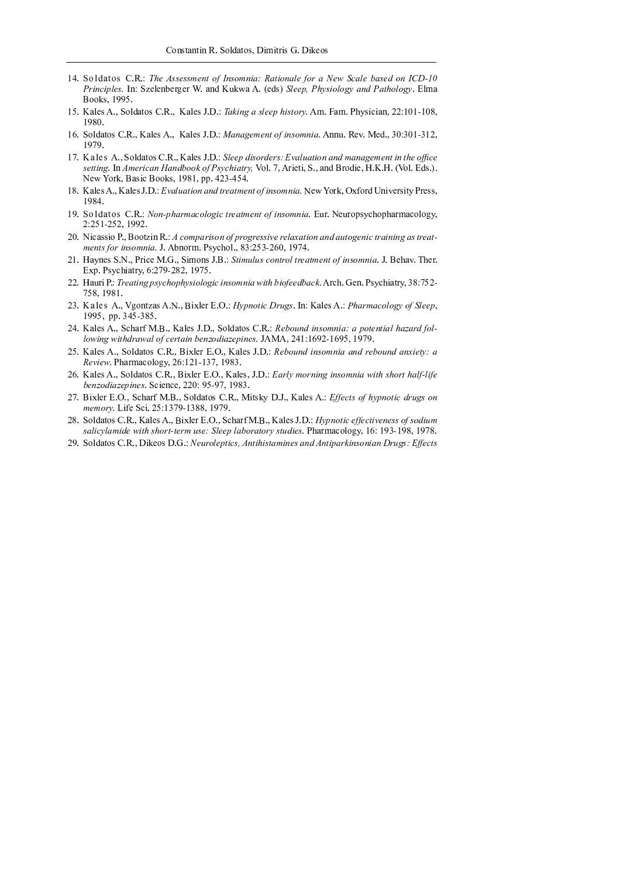14. Soldatos C.R.: *The Assessment of Insomnia: Rationale for a New Scale based on ICD-10 Principles.* In: Szelenberger W. and Kukwa A. (eds) *Sleep, Physiology and Pathology*. Elma Books, 1995.
15. Kales A., Soldatos C.R., Kales J.D.: *Taking a sleep history.* Am. Fam. Physician, 22:101-108, 1980.
16. Soldatos C.R., Kales A., Kales J.D.: *Management of insomnia.* Annu. Rev. Med., 30:301-312, 1979.
17. Kales A., Soldatos C.R., Kales J.D.: *Sleep disorders: Evaluation and management in the office setting.* In *American Handbook of Psychiatry,* Vol. 7, Arieti, S., and Brodie, H.K.H. (Vol. Eds.). New York, Basic Books, 1981, pp. 423-454.
18. Kales A., Kales J.D.: *Evaluation and treatment of insomnia.* New York, Oxford University Press, 1984.
19. Soldatos C.R.: *Non-pharmacologic treatment of insomnia.* Eur. Neuropsychopharmacology, 2:251-252, 1992.
20. Nicassio P., Bootzin R.: *A comparison of progressive relaxation and autogenic training as treatments for insomnia.* J. Abnorm. Psychol., 83:253-260, 1974.
21. Haynes S.N., Price M.G., Simons J.B.: *Stimulus control treatment of insomnia.* J. Behav. Ther. Exp. Psychiatry, 6:279-282, 1975.
22. Hauri P.: *Treating psychophysiologic insomnia with biofeedback.* Arch. Gen. Psychiatry, 38:752-758, 1981.
23. Kales A., Vgontzas A.N., Bixler E.O.: *Hypnotic Drugs*. In: Kales A.: *Pharmacology of Sleep*, 1995, pp. 345-385.
24. Kales A., Scharf M.B., Kales J.D., Soldatos C.R.: *Rebound insomnia: a potential hazard following withdrawal of certain benzodiazepines.* JAMA, 241:1692-1695, 1979.
25. Kales A., Soldatos C.R., Bixler E.O., Kales J.D.: *Rebound insomnia and rebound anxiety: a Review.* Pharmacology, 26:121-137, 1983.
26. Kales A., Soldatos C.R., Bixler E.O., Kales, J.D.: *Early morning insomnia with short half-life benzodiazepines*. Science, 220: 95-97, 1983.
27. Bixler E.O., Scharf M.B., Soldatos C.R., Mitsky D.J., Kales A.: *Effects of hypnotic drugs on memory.* Life Sci, 25:1379-1388, 1979.
28. Soldatos C.R., Kales A., Bixler E.O., Scharf M.B., Kales J.D.: *Hypnotic effectiveness of sodium salicylamide with short-term use: Sleep laboratory studies.* Pharmacology, 16: 193-198, 1978.
29. Soldatos C.R., Dikeos D.G.: *Neuroleptics, Antihistamines and Antiparkinsonian Drugs: Effects*